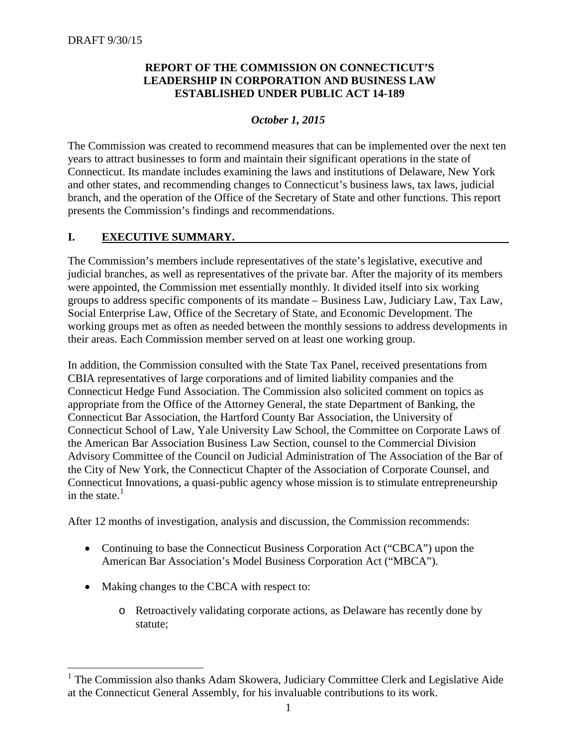DRAFT 9/30/15

**REPORT OF THE COMMISSION ON CONNECTICUT'S LEADERSHIP IN CORPORATION AND BUSINESS LAW ESTABLISHED UNDER PUBLIC ACT 14-189**

***October 1, 2015***

The Commission was created to recommend measures that can be implemented over the next ten years to attract businesses to form and maintain their significant operations in the state of Connecticut. Its mandate includes examining the laws and institutions of Delaware, New York and other states, and recommending changes to Connecticut's business laws, tax laws, judicial branch, and the operation of the Office of the Secretary of State and other functions. This report presents the Commission's findings and recommendations.

## I. EXECUTIVE SUMMARY.

The Commission's members include representatives of the state's legislative, executive and judicial branches, as well as representatives of the private bar. After the majority of its members were appointed, the Commission met essentially monthly. It divided itself into six working groups to address specific components of its mandate – Business Law, Judiciary Law, Tax Law, Social Enterprise Law, Office of the Secretary of State, and Economic Development. The working groups met as often as needed between the monthly sessions to address developments in their areas. Each Commission member served on at least one working group.

In addition, the Commission consulted with the State Tax Panel, received presentations from CBIA representatives of large corporations and of limited liability companies and the Connecticut Hedge Fund Association. The Commission also solicited comment on topics as appropriate from the Office of the Attorney General, the state Department of Banking, the Connecticut Bar Association, the Hartford County Bar Association, the University of Connecticut School of Law, Yale University Law School, the Committee on Corporate Laws of the American Bar Association Business Law Section, counsel to the Commercial Division Advisory Committee of the Council on Judicial Administration of The Association of the Bar of the City of New York, the Connecticut Chapter of the Association of Corporate Counsel, and Connecticut Innovations, a quasi-public agency whose mission is to stimulate entrepreneurship in the state.[1]

After 12 months of investigation, analysis and discussion, the Commission recommends:

- Continuing to base the Connecticut Business Corporation Act ("CBCA") upon the American Bar Association's Model Business Corporation Act ("MBCA").
- Making changes to the CBCA with respect to:
  - Retroactively validating corporate actions, as Delaware has recently done by statute;

[1] The Commission also thanks Adam Skowera, Judiciary Committee Clerk and Legislative Aide at the Connecticut General Assembly, for his invaluable contributions to its work.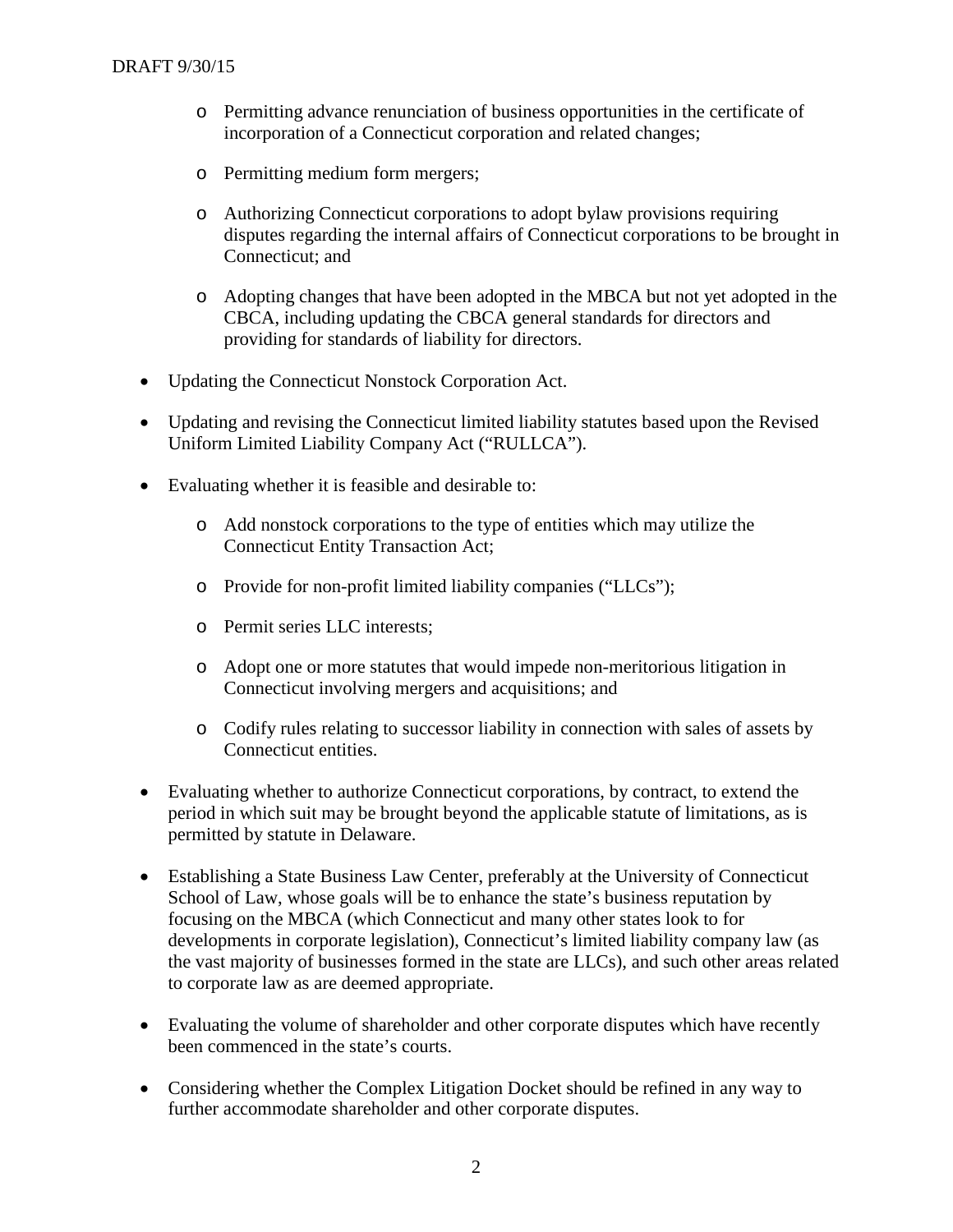- Permitting advance renunciation of business opportunities in the certificate of incorporation of a Connecticut corporation and related changes;
  - Permitting medium form mergers;
  - Authorizing Connecticut corporations to adopt bylaw provisions requiring disputes regarding the internal affairs of Connecticut corporations to be brought in Connecticut; and
  - Adopting changes that have been adopted in the MBCA but not yet adopted in the CBCA, including updating the CBCA general standards for directors and providing for standards of liability for directors.

- Updating the Connecticut Nonstock Corporation Act.

- Updating and revising the Connecticut limited liability statutes based upon the Revised Uniform Limited Liability Company Act ("RULLCA").

- Evaluating whether it is feasible and desirable to:
  - Add nonstock corporations to the type of entities which may utilize the Connecticut Entity Transaction Act;
  - Provide for non-profit limited liability companies ("LLCs");
  - Permit series LLC interests;
  - Adopt one or more statutes that would impede non-meritorious litigation in Connecticut involving mergers and acquisitions; and
  - Codify rules relating to successor liability in connection with sales of assets by Connecticut entities.

- Evaluating whether to authorize Connecticut corporations, by contract, to extend the period in which suit may be brought beyond the applicable statute of limitations, as is permitted by statute in Delaware.

- Establishing a State Business Law Center, preferably at the University of Connecticut School of Law, whose goals will be to enhance the state's business reputation by focusing on the MBCA (which Connecticut and many other states look to for developments in corporate legislation), Connecticut's limited liability company law (as the vast majority of businesses formed in the state are LLCs), and such other areas related to corporate law as are deemed appropriate.

- Evaluating the volume of shareholder and other corporate disputes which have recently been commenced in the state's courts.

- Considering whether the Complex Litigation Docket should be refined in any way to further accommodate shareholder and other corporate disputes.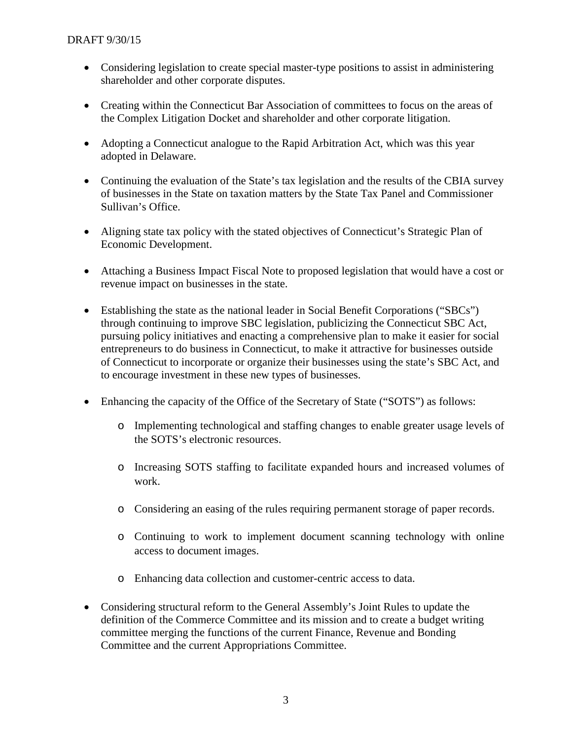- Considering legislation to create special master-type positions to assist in administering shareholder and other corporate disputes.

- Creating within the Connecticut Bar Association of committees to focus on the areas of the Complex Litigation Docket and shareholder and other corporate litigation.

- Adopting a Connecticut analogue to the Rapid Arbitration Act, which was this year adopted in Delaware.

- Continuing the evaluation of the State's tax legislation and the results of the CBIA survey of businesses in the State on taxation matters by the State Tax Panel and Commissioner Sullivan's Office.

- Aligning state tax policy with the stated objectives of Connecticut's Strategic Plan of Economic Development.

- Attaching a Business Impact Fiscal Note to proposed legislation that would have a cost or revenue impact on businesses in the state.

- Establishing the state as the national leader in Social Benefit Corporations ("SBCs") through continuing to improve SBC legislation, publicizing the Connecticut SBC Act, pursuing policy initiatives and enacting a comprehensive plan to make it easier for social entrepreneurs to do business in Connecticut, to make it attractive for businesses outside of Connecticut to incorporate or organize their businesses using the state's SBC Act, and to encourage investment in these new types of businesses.

- Enhancing the capacity of the Office of the Secretary of State ("SOTS") as follows:

  - Implementing technological and staffing changes to enable greater usage levels of the SOTS's electronic resources.

  - Increasing SOTS staffing to facilitate expanded hours and increased volumes of work.

  - Considering an easing of the rules requiring permanent storage of paper records.

  - Continuing to work to implement document scanning technology with online access to document images.

  - Enhancing data collection and customer-centric access to data.

- Considering structural reform to the General Assembly's Joint Rules to update the definition of the Commerce Committee and its mission and to create a budget writing committee merging the functions of the current Finance, Revenue and Bonding Committee and the current Appropriations Committee.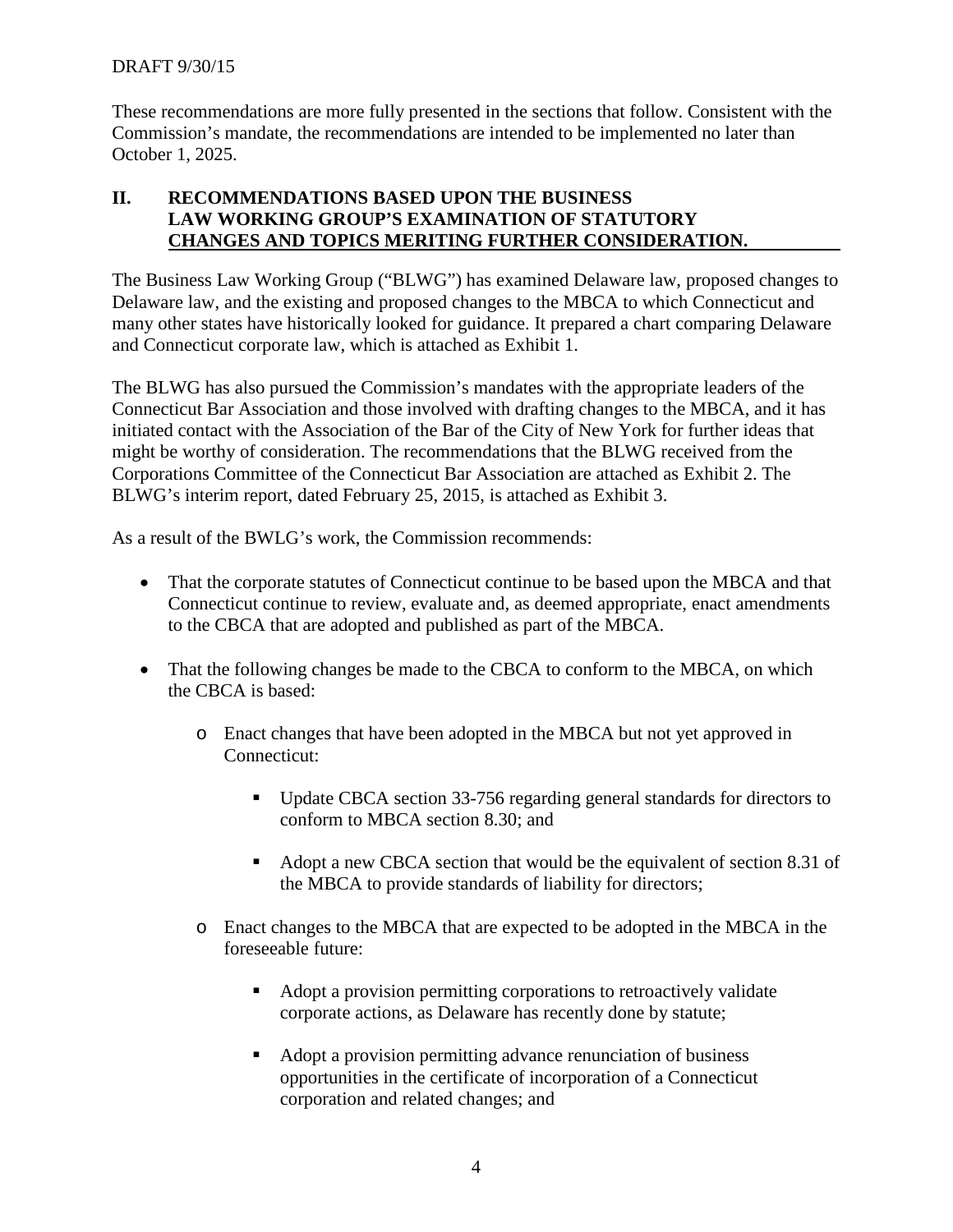These recommendations are more fully presented in the sections that follow. Consistent with the Commission's mandate, the recommendations are intended to be implemented no later than October 1, 2025.

## II. RECOMMENDATIONS BASED UPON THE BUSINESS LAW WORKING GROUP'S EXAMINATION OF STATUTORY CHANGES AND TOPICS MERITING FURTHER CONSIDERATION.

The Business Law Working Group ("BLWG") has examined Delaware law, proposed changes to Delaware law, and the existing and proposed changes to the MBCA to which Connecticut and many other states have historically looked for guidance. It prepared a chart comparing Delaware and Connecticut corporate law, which is attached as Exhibit 1.

The BLWG has also pursued the Commission's mandates with the appropriate leaders of the Connecticut Bar Association and those involved with drafting changes to the MBCA, and it has initiated contact with the Association of the Bar of the City of New York for further ideas that might be worthy of consideration. The recommendations that the BLWG received from the Corporations Committee of the Connecticut Bar Association are attached as Exhibit 2. The BLWG's interim report, dated February 25, 2015, is attached as Exhibit 3.

As a result of the BWLG's work, the Commission recommends:

- That the corporate statutes of Connecticut continue to be based upon the MBCA and that Connecticut continue to review, evaluate and, as deemed appropriate, enact amendments to the CBCA that are adopted and published as part of the MBCA.
- That the following changes be made to the CBCA to conform to the MBCA, on which the CBCA is based:
  - Enact changes that have been adopted in the MBCA but not yet approved in Connecticut:
    - Update CBCA section 33-756 regarding general standards for directors to conform to MBCA section 8.30; and
    - Adopt a new CBCA section that would be the equivalent of section 8.31 of the MBCA to provide standards of liability for directors;
  - Enact changes to the MBCA that are expected to be adopted in the MBCA in the foreseeable future:
    - Adopt a provision permitting corporations to retroactively validate corporate actions, as Delaware has recently done by statute;
    - Adopt a provision permitting advance renunciation of business opportunities in the certificate of incorporation of a Connecticut corporation and related changes; and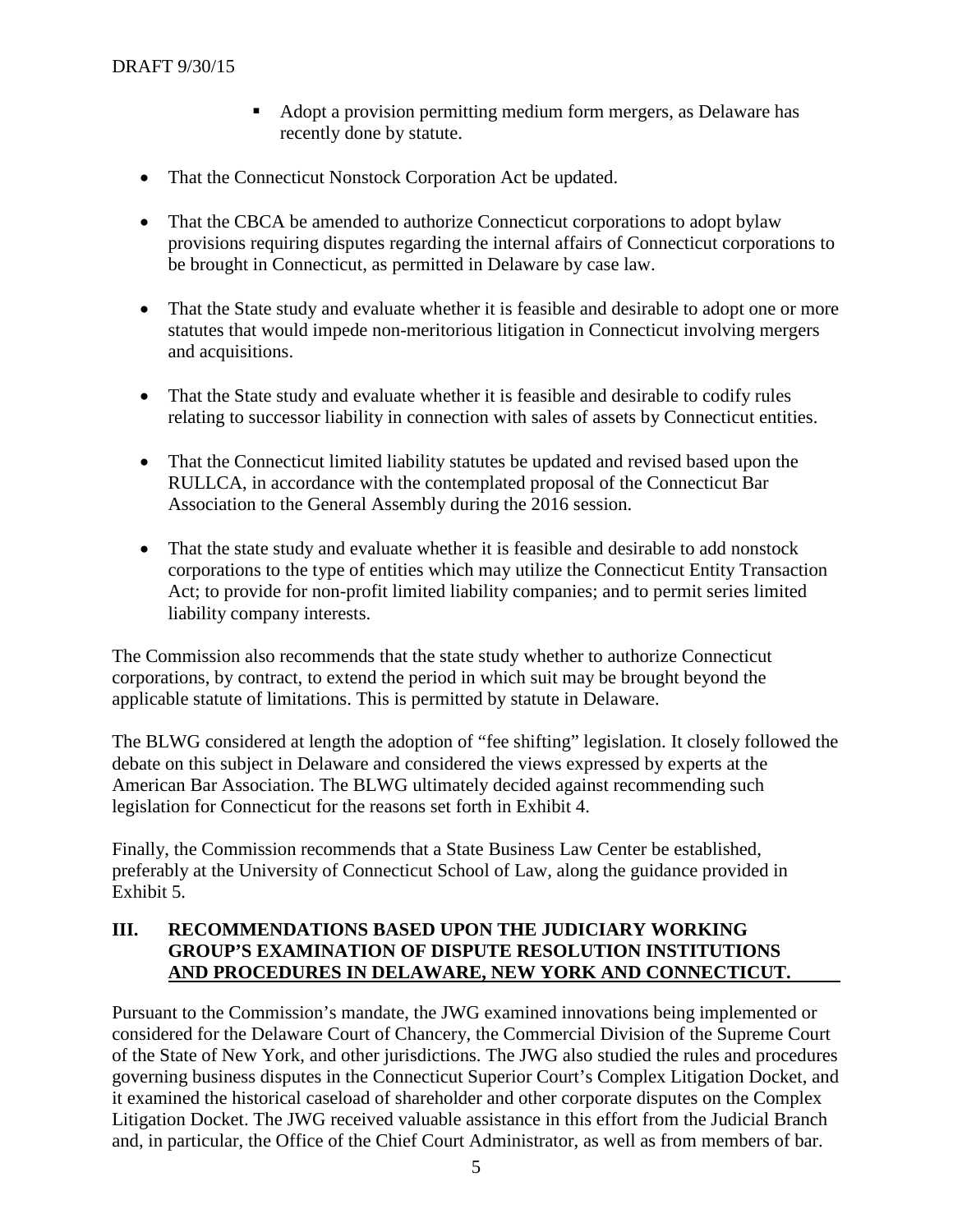- Adopt a provision permitting medium form mergers, as Delaware has recently done by statute.

- That the Connecticut Nonstock Corporation Act be updated.

- That the CBCA be amended to authorize Connecticut corporations to adopt bylaw provisions requiring disputes regarding the internal affairs of Connecticut corporations to be brought in Connecticut, as permitted in Delaware by case law.

- That the State study and evaluate whether it is feasible and desirable to adopt one or more statutes that would impede non-meritorious litigation in Connecticut involving mergers and acquisitions.

- That the State study and evaluate whether it is feasible and desirable to codify rules relating to successor liability in connection with sales of assets by Connecticut entities.

- That the Connecticut limited liability statutes be updated and revised based upon the RULLCA, in accordance with the contemplated proposal of the Connecticut Bar Association to the General Assembly during the 2016 session.

- That the state study and evaluate whether it is feasible and desirable to add nonstock corporations to the type of entities which may utilize the Connecticut Entity Transaction Act; to provide for non-profit limited liability companies; and to permit series limited liability company interests.

The Commission also recommends that the state study whether to authorize Connecticut corporations, by contract, to extend the period in which suit may be brought beyond the applicable statute of limitations. This is permitted by statute in Delaware.

The BLWG considered at length the adoption of "fee shifting" legislation. It closely followed the debate on this subject in Delaware and considered the views expressed by experts at the American Bar Association. The BLWG ultimately decided against recommending such legislation for Connecticut for the reasons set forth in Exhibit 4.

Finally, the Commission recommends that a State Business Law Center be established, preferably at the University of Connecticut School of Law, along the guidance provided in Exhibit 5.

## III. RECOMMENDATIONS BASED UPON THE JUDICIARY WORKING GROUP'S EXAMINATION OF DISPUTE RESOLUTION INSTITUTIONS AND PROCEDURES IN DELAWARE, NEW YORK AND CONNECTICUT.

Pursuant to the Commission's mandate, the JWG examined innovations being implemented or considered for the Delaware Court of Chancery, the Commercial Division of the Supreme Court of the State of New York, and other jurisdictions. The JWG also studied the rules and procedures governing business disputes in the Connecticut Superior Court's Complex Litigation Docket, and it examined the historical caseload of shareholder and other corporate disputes on the Complex Litigation Docket. The JWG received valuable assistance in this effort from the Judicial Branch and, in particular, the Office of the Chief Court Administrator, as well as from members of bar.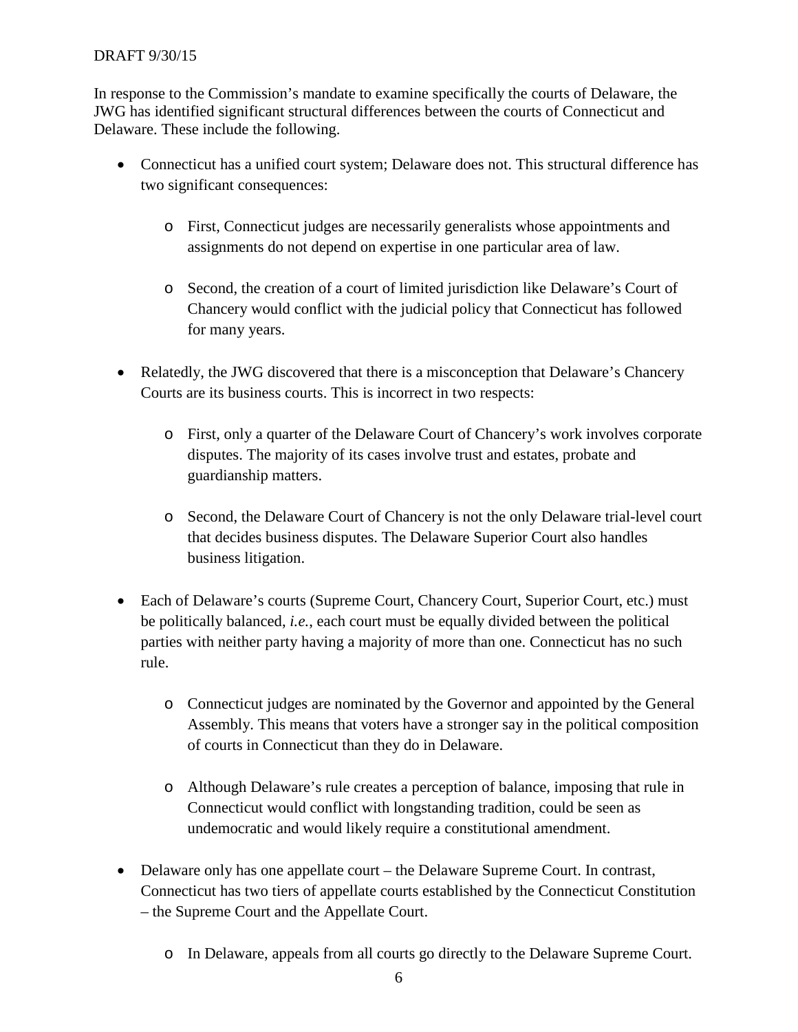In response to the Commission's mandate to examine specifically the courts of Delaware, the JWG has identified significant structural differences between the courts of Connecticut and Delaware. These include the following.

- Connecticut has a unified court system; Delaware does not. This structural difference has two significant consequences:
  - First, Connecticut judges are necessarily generalists whose appointments and assignments do not depend on expertise in one particular area of law.
  - Second, the creation of a court of limited jurisdiction like Delaware's Court of Chancery would conflict with the judicial policy that Connecticut has followed for many years.
- Relatedly, the JWG discovered that there is a misconception that Delaware's Chancery Courts are its business courts. This is incorrect in two respects:
  - First, only a quarter of the Delaware Court of Chancery's work involves corporate disputes. The majority of its cases involve trust and estates, probate and guardianship matters.
  - Second, the Delaware Court of Chancery is not the only Delaware trial-level court that decides business disputes. The Delaware Superior Court also handles business litigation.
- Each of Delaware's courts (Supreme Court, Chancery Court, Superior Court, etc.) must be politically balanced, *i.e.*, each court must be equally divided between the political parties with neither party having a majority of more than one. Connecticut has no such rule.
  - Connecticut judges are nominated by the Governor and appointed by the General Assembly. This means that voters have a stronger say in the political composition of courts in Connecticut than they do in Delaware.
  - Although Delaware's rule creates a perception of balance, imposing that rule in Connecticut would conflict with longstanding tradition, could be seen as undemocratic and would likely require a constitutional amendment.
- Delaware only has one appellate court – the Delaware Supreme Court. In contrast, Connecticut has two tiers of appellate courts established by the Connecticut Constitution – the Supreme Court and the Appellate Court.
  - In Delaware, appeals from all courts go directly to the Delaware Supreme Court.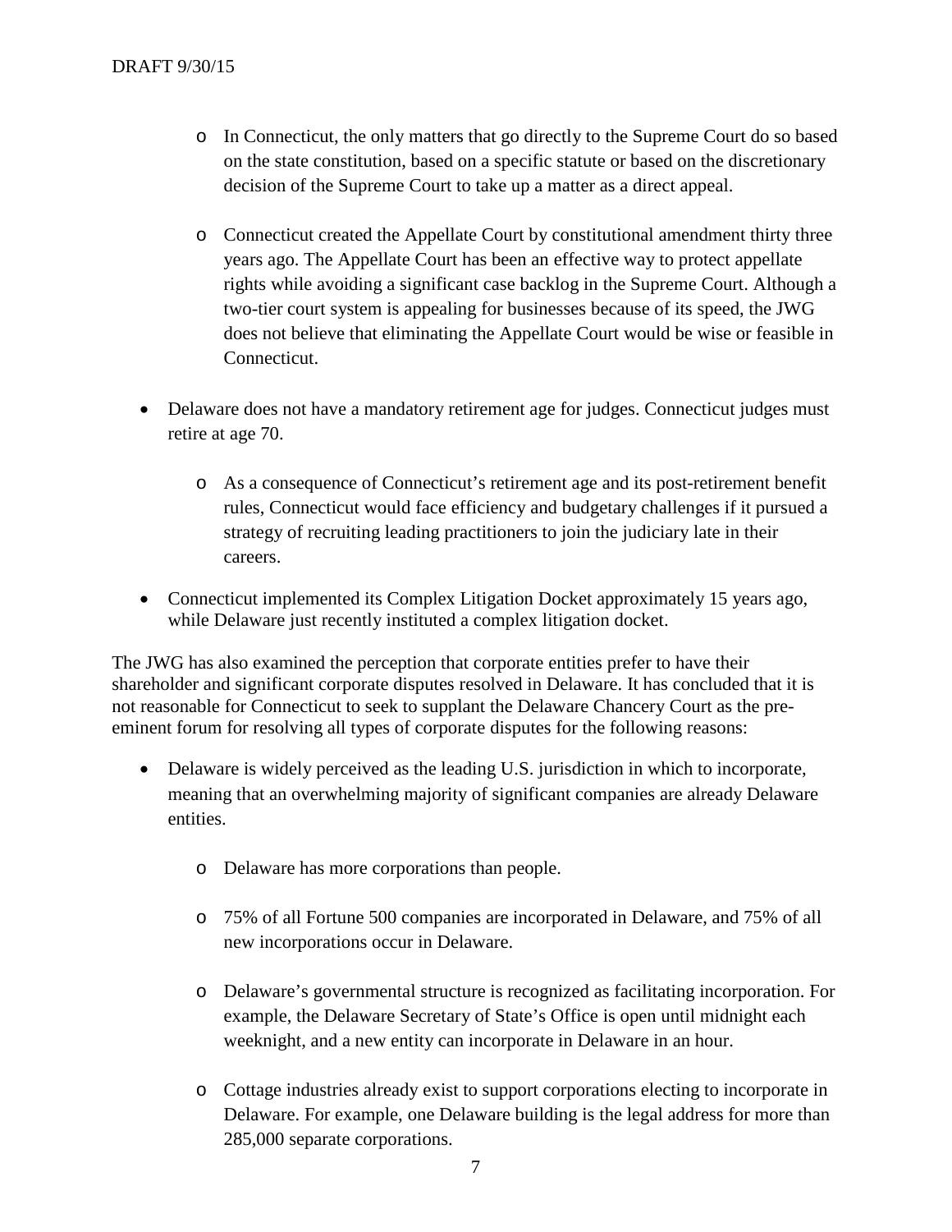- In Connecticut, the only matters that go directly to the Supreme Court do so based on the state constitution, based on a specific statute or based on the discretionary decision of the Supreme Court to take up a matter as a direct appeal.

- Connecticut created the Appellate Court by constitutional amendment thirty three years ago. The Appellate Court has been an effective way to protect appellate rights while avoiding a significant case backlog in the Supreme Court. Although a two-tier court system is appealing for businesses because of its speed, the JWG does not believe that eliminating the Appellate Court would be wise or feasible in Connecticut.

- Delaware does not have a mandatory retirement age for judges. Connecticut judges must retire at age 70.

  - As a consequence of Connecticut's retirement age and its post-retirement benefit rules, Connecticut would face efficiency and budgetary challenges if it pursued a strategy of recruiting leading practitioners to join the judiciary late in their careers.

- Connecticut implemented its Complex Litigation Docket approximately 15 years ago, while Delaware just recently instituted a complex litigation docket.

The JWG has also examined the perception that corporate entities prefer to have their shareholder and significant corporate disputes resolved in Delaware. It has concluded that it is not reasonable for Connecticut to seek to supplant the Delaware Chancery Court as the pre-eminent forum for resolving all types of corporate disputes for the following reasons:

- Delaware is widely perceived as the leading U.S. jurisdiction in which to incorporate, meaning that an overwhelming majority of significant companies are already Delaware entities.

  - Delaware has more corporations than people.

  - 75% of all Fortune 500 companies are incorporated in Delaware, and 75% of all new incorporations occur in Delaware.

  - Delaware's governmental structure is recognized as facilitating incorporation. For example, the Delaware Secretary of State's Office is open until midnight each weeknight, and a new entity can incorporate in Delaware in an hour.

  - Cottage industries already exist to support corporations electing to incorporate in Delaware. For example, one Delaware building is the legal address for more than 285,000 separate corporations.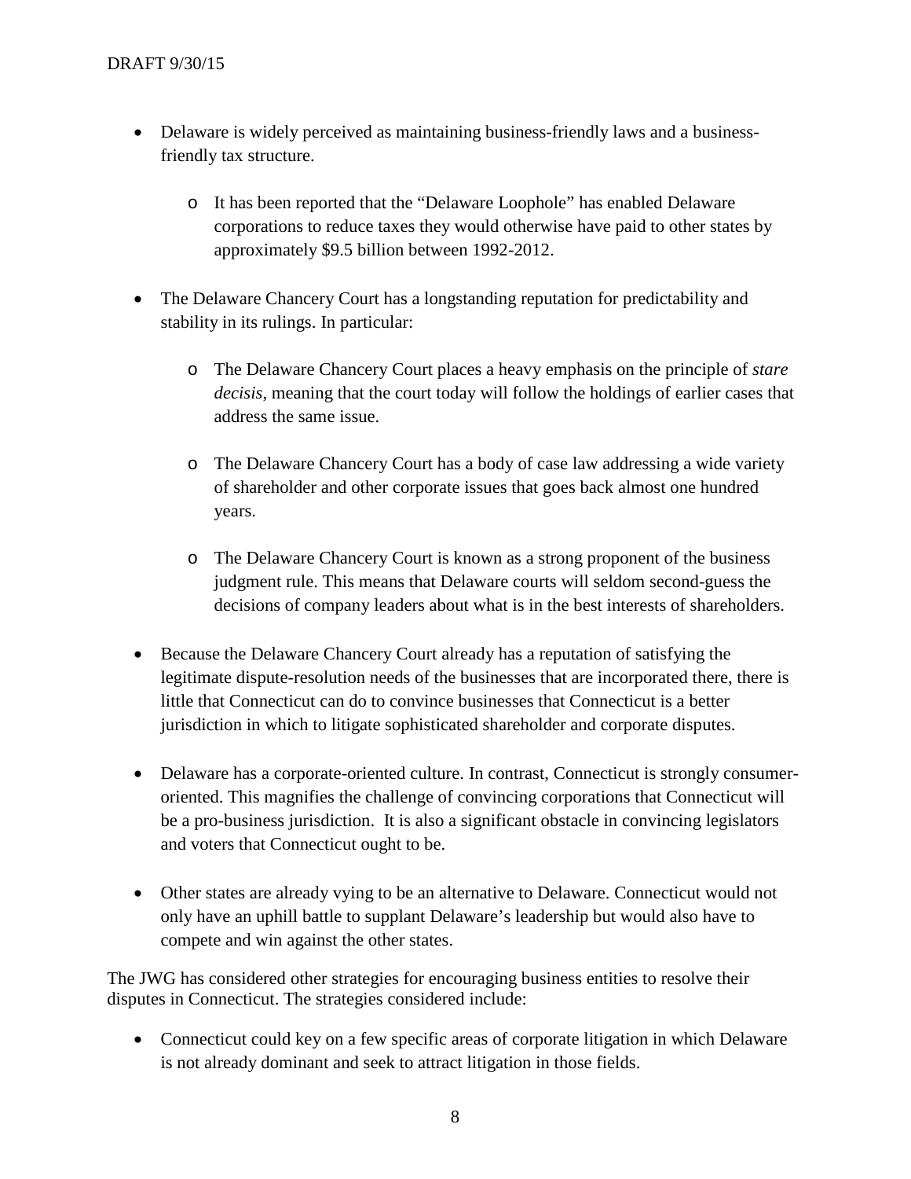- Delaware is widely perceived as maintaining business-friendly laws and a business-friendly tax structure.
  - It has been reported that the "Delaware Loophole" has enabled Delaware corporations to reduce taxes they would otherwise have paid to other states by approximately $9.5 billion between 1992-2012.
- The Delaware Chancery Court has a longstanding reputation for predictability and stability in its rulings. In particular:
  - The Delaware Chancery Court places a heavy emphasis on the principle of *stare decisis*, meaning that the court today will follow the holdings of earlier cases that address the same issue.
  - The Delaware Chancery Court has a body of case law addressing a wide variety of shareholder and other corporate issues that goes back almost one hundred years.
  - The Delaware Chancery Court is known as a strong proponent of the business judgment rule. This means that Delaware courts will seldom second-guess the decisions of company leaders about what is in the best interests of shareholders.
- Because the Delaware Chancery Court already has a reputation of satisfying the legitimate dispute-resolution needs of the businesses that are incorporated there, there is little that Connecticut can do to convince businesses that Connecticut is a better jurisdiction in which to litigate sophisticated shareholder and corporate disputes.
- Delaware has a corporate-oriented culture. In contrast, Connecticut is strongly consumer-oriented. This magnifies the challenge of convincing corporations that Connecticut will be a pro-business jurisdiction. It is also a significant obstacle in convincing legislators and voters that Connecticut ought to be.
- Other states are already vying to be an alternative to Delaware. Connecticut would not only have an uphill battle to supplant Delaware's leadership but would also have to compete and win against the other states.

The JWG has considered other strategies for encouraging business entities to resolve their disputes in Connecticut. The strategies considered include:

- Connecticut could key on a few specific areas of corporate litigation in which Delaware is not already dominant and seek to attract litigation in those fields.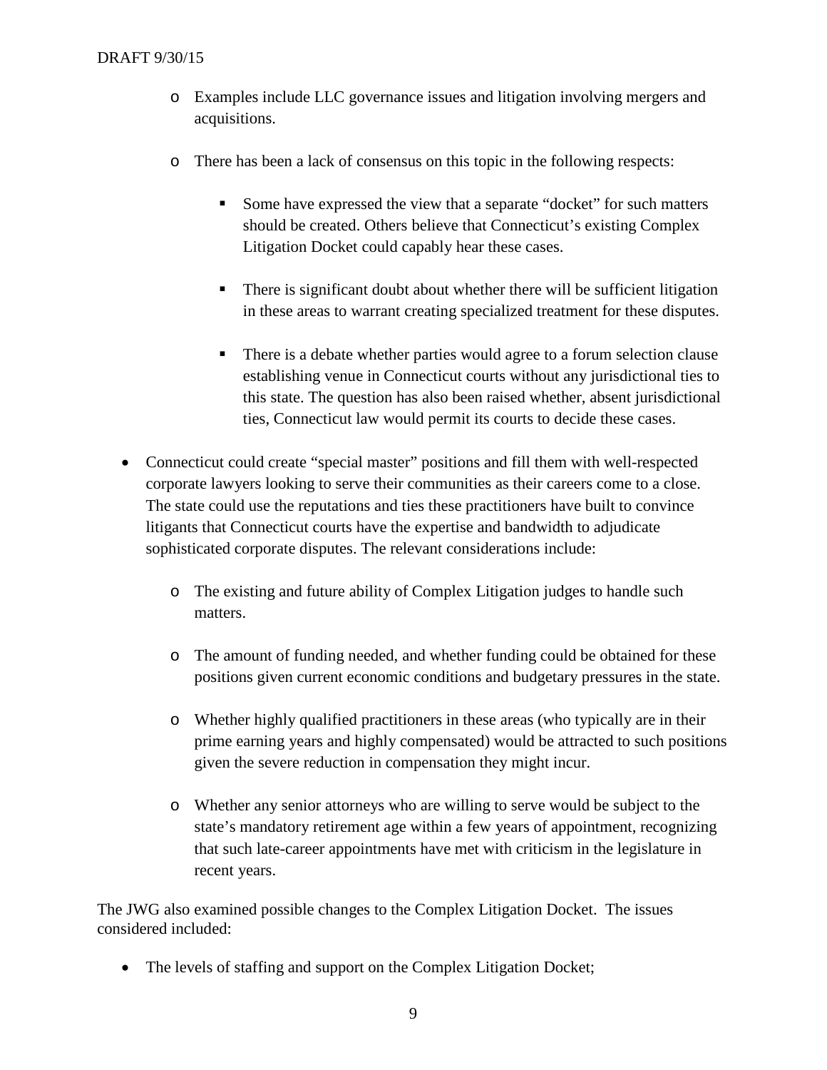- Examples include LLC governance issues and litigation involving mergers and acquisitions.

- There has been a lack of consensus on this topic in the following respects:

  - Some have expressed the view that a separate "docket" for such matters should be created. Others believe that Connecticut's existing Complex Litigation Docket could capably hear these cases.

  - There is significant doubt about whether there will be sufficient litigation in these areas to warrant creating specialized treatment for these disputes.

  - There is a debate whether parties would agree to a forum selection clause establishing venue in Connecticut courts without any jurisdictional ties to this state. The question has also been raised whether, absent jurisdictional ties, Connecticut law would permit its courts to decide these cases.

- Connecticut could create "special master" positions and fill them with well-respected corporate lawyers looking to serve their communities as their careers come to a close. The state could use the reputations and ties these practitioners have built to convince litigants that Connecticut courts have the expertise and bandwidth to adjudicate sophisticated corporate disputes. The relevant considerations include:

  - The existing and future ability of Complex Litigation judges to handle such matters.

  - The amount of funding needed, and whether funding could be obtained for these positions given current economic conditions and budgetary pressures in the state.

  - Whether highly qualified practitioners in these areas (who typically are in their prime earning years and highly compensated) would be attracted to such positions given the severe reduction in compensation they might incur.

  - Whether any senior attorneys who are willing to serve would be subject to the state's mandatory retirement age within a few years of appointment, recognizing that such late-career appointments have met with criticism in the legislature in recent years.

The JWG also examined possible changes to the Complex Litigation Docket. The issues considered included:

- The levels of staffing and support on the Complex Litigation Docket;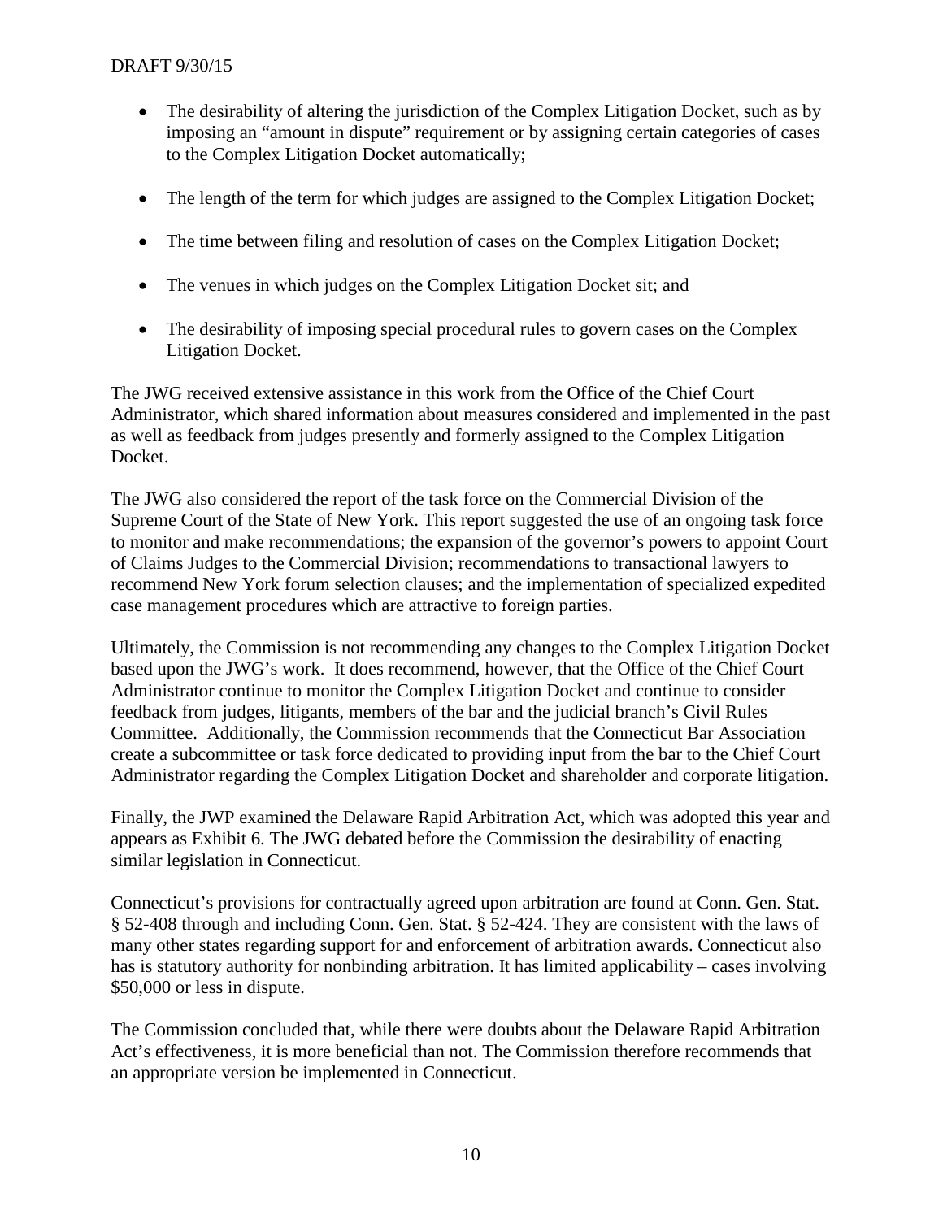- The desirability of altering the jurisdiction of the Complex Litigation Docket, such as by imposing an "amount in dispute" requirement or by assigning certain categories of cases to the Complex Litigation Docket automatically;

- The length of the term for which judges are assigned to the Complex Litigation Docket;

- The time between filing and resolution of cases on the Complex Litigation Docket;

- The venues in which judges on the Complex Litigation Docket sit; and

- The desirability of imposing special procedural rules to govern cases on the Complex Litigation Docket.

The JWG received extensive assistance in this work from the Office of the Chief Court Administrator, which shared information about measures considered and implemented in the past as well as feedback from judges presently and formerly assigned to the Complex Litigation Docket.

The JWG also considered the report of the task force on the Commercial Division of the Supreme Court of the State of New York. This report suggested the use of an ongoing task force to monitor and make recommendations; the expansion of the governor's powers to appoint Court of Claims Judges to the Commercial Division; recommendations to transactional lawyers to recommend New York forum selection clauses; and the implementation of specialized expedited case management procedures which are attractive to foreign parties.

Ultimately, the Commission is not recommending any changes to the Complex Litigation Docket based upon the JWG's work. It does recommend, however, that the Office of the Chief Court Administrator continue to monitor the Complex Litigation Docket and continue to consider feedback from judges, litigants, members of the bar and the judicial branch's Civil Rules Committee. Additionally, the Commission recommends that the Connecticut Bar Association create a subcommittee or task force dedicated to providing input from the bar to the Chief Court Administrator regarding the Complex Litigation Docket and shareholder and corporate litigation.

Finally, the JWP examined the Delaware Rapid Arbitration Act, which was adopted this year and appears as Exhibit 6. The JWG debated before the Commission the desirability of enacting similar legislation in Connecticut.

Connecticut's provisions for contractually agreed upon arbitration are found at Conn. Gen. Stat. § 52-408 through and including Conn. Gen. Stat. § 52-424. They are consistent with the laws of many other states regarding support for and enforcement of arbitration awards. Connecticut also has is statutory authority for nonbinding arbitration. It has limited applicability – cases involving $50,000 or less in dispute.

The Commission concluded that, while there were doubts about the Delaware Rapid Arbitration Act's effectiveness, it is more beneficial than not. The Commission therefore recommends that an appropriate version be implemented in Connecticut.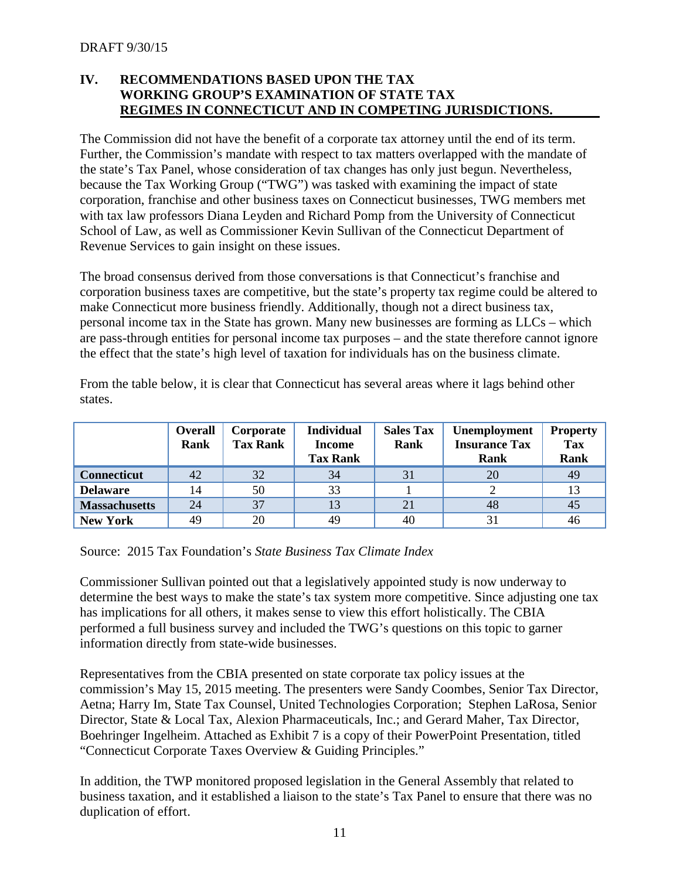DRAFT 9/30/15

## IV. RECOMMENDATIONS BASED UPON THE TAX WORKING GROUP'S EXAMINATION OF STATE TAX REGIMES IN CONNECTICUT AND IN COMPETING JURISDICTIONS.

The Commission did not have the benefit of a corporate tax attorney until the end of its term. Further, the Commission's mandate with respect to tax matters overlapped with the mandate of the state's Tax Panel, whose consideration of tax changes has only just begun. Nevertheless, because the Tax Working Group ("TWG") was tasked with examining the impact of state corporation, franchise and other business taxes on Connecticut businesses, TWG members met with tax law professors Diana Leyden and Richard Pomp from the University of Connecticut School of Law, as well as Commissioner Kevin Sullivan of the Connecticut Department of Revenue Services to gain insight on these issues.

The broad consensus derived from those conversations is that Connecticut's franchise and corporation business taxes are competitive, but the state's property tax regime could be altered to make Connecticut more business friendly. Additionally, though not a direct business tax, personal income tax in the State has grown. Many new businesses are forming as LLCs – which are pass-through entities for personal income tax purposes – and the state therefore cannot ignore the effect that the state's high level of taxation for individuals has on the business climate.

From the table below, it is clear that Connecticut has several areas where it lags behind other states.

| | Overall Rank | Corporate Tax Rank | Individual Income Tax Rank | Sales Tax Rank | Unemployment Insurance Tax Rank | Property Tax Rank |
|---|---|---|---|---|---|---|
| **Connecticut** | 42 | 32 | 34 | 31 | 20 | 49 |
| **Delaware** | 14 | 50 | 33 | 1 | 2 | 13 |
| **Massachusetts** | 24 | 37 | 13 | 21 | 48 | 45 |
| **New York** | 49 | 20 | 49 | 40 | 31 | 46 |

Source: 2015 Tax Foundation's *State Business Tax Climate Index*

Commissioner Sullivan pointed out that a legislatively appointed study is now underway to determine the best ways to make the state's tax system more competitive. Since adjusting one tax has implications for all others, it makes sense to view this effort holistically. The CBIA performed a full business survey and included the TWG's questions on this topic to garner information directly from state-wide businesses.

Representatives from the CBIA presented on state corporate tax policy issues at the commission's May 15, 2015 meeting. The presenters were Sandy Coombes, Senior Tax Director, Aetna; Harry Im, State Tax Counsel, United Technologies Corporation; Stephen LaRosa, Senior Director, State & Local Tax, Alexion Pharmaceuticals, Inc.; and Gerard Maher, Tax Director, Boehringer Ingelheim. Attached as Exhibit 7 is a copy of their PowerPoint Presentation, titled "Connecticut Corporate Taxes Overview & Guiding Principles."

In addition, the TWP monitored proposed legislation in the General Assembly that related to business taxation, and it established a liaison to the state's Tax Panel to ensure that there was no duplication of effort.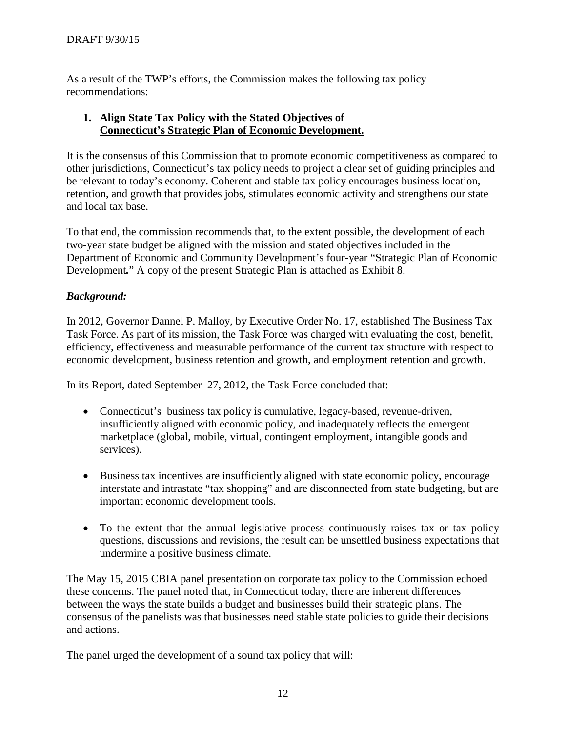As a result of the TWP's efforts, the Commission makes the following tax policy recommendations:

1. **Align State Tax Policy with the Stated Objectives of <u>Connecticut's Strategic Plan of Economic Development.</u>**

It is the consensus of this Commission that to promote economic competitiveness as compared to other jurisdictions, Connecticut's tax policy needs to project a clear set of guiding principles and be relevant to today's economy. Coherent and stable tax policy encourages business location, retention, and growth that provides jobs, stimulates economic activity and strengthens our state and local tax base.

To that end, the commission recommends that, to the extent possible, the development of each two-year state budget be aligned with the mission and stated objectives included in the Department of Economic and Community Development's four-year "Strategic Plan of Economic Development." A copy of the present Strategic Plan is attached as Exhibit 8.

***Background:***

In 2012, Governor Dannel P. Malloy, by Executive Order No. 17, established The Business Tax Task Force. As part of its mission, the Task Force was charged with evaluating the cost, benefit, efficiency, effectiveness and measurable performance of the current tax structure with respect to economic development, business retention and growth, and employment retention and growth.

In its Report, dated September 27, 2012, the Task Force concluded that:

- Connecticut's business tax policy is cumulative, legacy-based, revenue-driven, insufficiently aligned with economic policy, and inadequately reflects the emergent marketplace (global, mobile, virtual, contingent employment, intangible goods and services).
- Business tax incentives are insufficiently aligned with state economic policy, encourage interstate and intrastate "tax shopping" and are disconnected from state budgeting, but are important economic development tools.
- To the extent that the annual legislative process continuously raises tax or tax policy questions, discussions and revisions, the result can be unsettled business expectations that undermine a positive business climate.

The May 15, 2015 CBIA panel presentation on corporate tax policy to the Commission echoed these concerns. The panel noted that, in Connecticut today, there are inherent differences between the ways the state builds a budget and businesses build their strategic plans. The consensus of the panelists was that businesses need stable state policies to guide their decisions and actions.

The panel urged the development of a sound tax policy that will: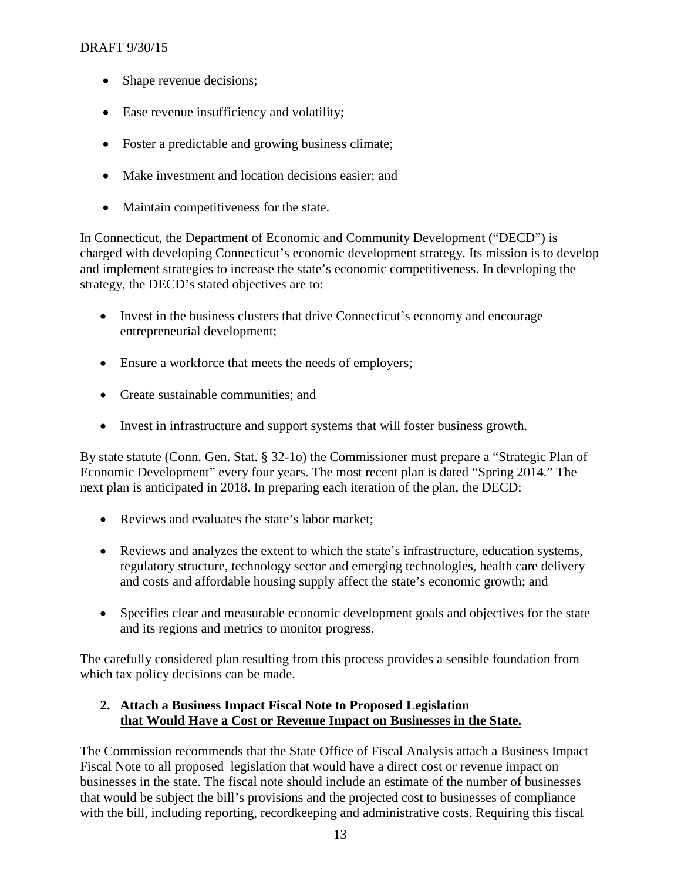- Shape revenue decisions;
- Ease revenue insufficiency and volatility;
- Foster a predictable and growing business climate;
- Make investment and location decisions easier; and
- Maintain competitiveness for the state.

In Connecticut, the Department of Economic and Community Development ("DECD") is charged with developing Connecticut's economic development strategy. Its mission is to develop and implement strategies to increase the state's economic competitiveness. In developing the strategy, the DECD's stated objectives are to:

- Invest in the business clusters that drive Connecticut's economy and encourage entrepreneurial development;
- Ensure a workforce that meets the needs of employers;
- Create sustainable communities; and
- Invest in infrastructure and support systems that will foster business growth.

By state statute (Conn. Gen. Stat. § 32-1o) the Commissioner must prepare a "Strategic Plan of Economic Development" every four years. The most recent plan is dated "Spring 2014." The next plan is anticipated in 2018. In preparing each iteration of the plan, the DECD:

- Reviews and evaluates the state's labor market;
- Reviews and analyzes the extent to which the state's infrastructure, education systems, regulatory structure, technology sector and emerging technologies, health care delivery and costs and affordable housing supply affect the state's economic growth; and
- Specifies clear and measurable economic development goals and objectives for the state and its regions and metrics to monitor progress.

The carefully considered plan resulting from this process provides a sensible foundation from which tax policy decisions can be made.

### 2. Attach a Business Impact Fiscal Note to Proposed Legislation that Would Have a Cost or Revenue Impact on Businesses in the State.

The Commission recommends that the State Office of Fiscal Analysis attach a Business Impact Fiscal Note to all proposed legislation that would have a direct cost or revenue impact on businesses in the state. The fiscal note should include an estimate of the number of businesses that would be subject the bill's provisions and the projected cost to businesses of compliance with the bill, including reporting, recordkeeping and administrative costs. Requiring this fiscal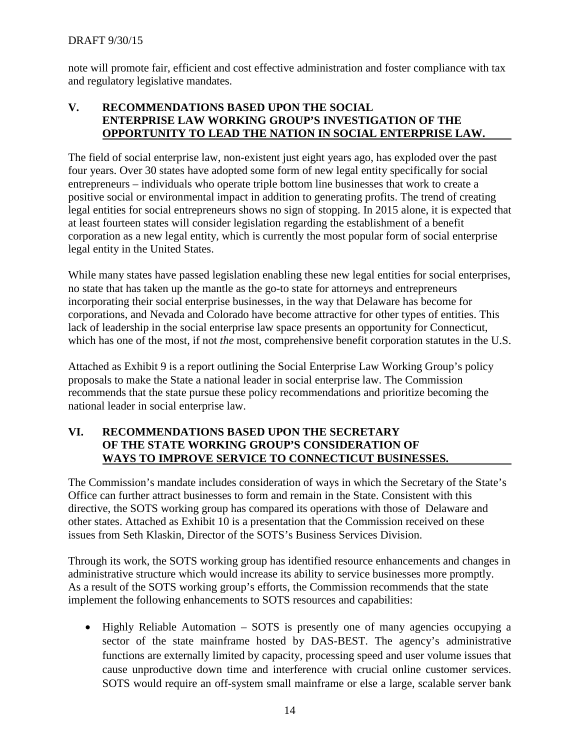note will promote fair, efficient and cost effective administration and foster compliance with tax and regulatory legislative mandates.

## V. RECOMMENDATIONS BASED UPON THE SOCIAL ENTERPRISE LAW WORKING GROUP'S INVESTIGATION OF THE OPPORTUNITY TO LEAD THE NATION IN SOCIAL ENTERPRISE LAW.

The field of social enterprise law, non-existent just eight years ago, has exploded over the past four years. Over 30 states have adopted some form of new legal entity specifically for social entrepreneurs – individuals who operate triple bottom line businesses that work to create a positive social or environmental impact in addition to generating profits. The trend of creating legal entities for social entrepreneurs shows no sign of stopping. In 2015 alone, it is expected that at least fourteen states will consider legislation regarding the establishment of a benefit corporation as a new legal entity, which is currently the most popular form of social enterprise legal entity in the United States.

While many states have passed legislation enabling these new legal entities for social enterprises, no state that has taken up the mantle as the go-to state for attorneys and entrepreneurs incorporating their social enterprise businesses, in the way that Delaware has become for corporations, and Nevada and Colorado have become attractive for other types of entities. This lack of leadership in the social enterprise law space presents an opportunity for Connecticut, which has one of the most, if not *the* most, comprehensive benefit corporation statutes in the U.S.

Attached as Exhibit 9 is a report outlining the Social Enterprise Law Working Group's policy proposals to make the State a national leader in social enterprise law. The Commission recommends that the state pursue these policy recommendations and prioritize becoming the national leader in social enterprise law.

## VI. RECOMMENDATIONS BASED UPON THE SECRETARY OF THE STATE WORKING GROUP'S CONSIDERATION OF WAYS TO IMPROVE SERVICE TO CONNECTICUT BUSINESSES.

The Commission's mandate includes consideration of ways in which the Secretary of the State's Office can further attract businesses to form and remain in the State. Consistent with this directive, the SOTS working group has compared its operations with those of Delaware and other states. Attached as Exhibit 10 is a presentation that the Commission received on these issues from Seth Klaskin, Director of the SOTS's Business Services Division.

Through its work, the SOTS working group has identified resource enhancements and changes in administrative structure which would increase its ability to service businesses more promptly. As a result of the SOTS working group's efforts, the Commission recommends that the state implement the following enhancements to SOTS resources and capabilities:

- Highly Reliable Automation – SOTS is presently one of many agencies occupying a sector of the state mainframe hosted by DAS-BEST. The agency's administrative functions are externally limited by capacity, processing speed and user volume issues that cause unproductive down time and interference with crucial online customer services. SOTS would require an off-system small mainframe or else a large, scalable server bank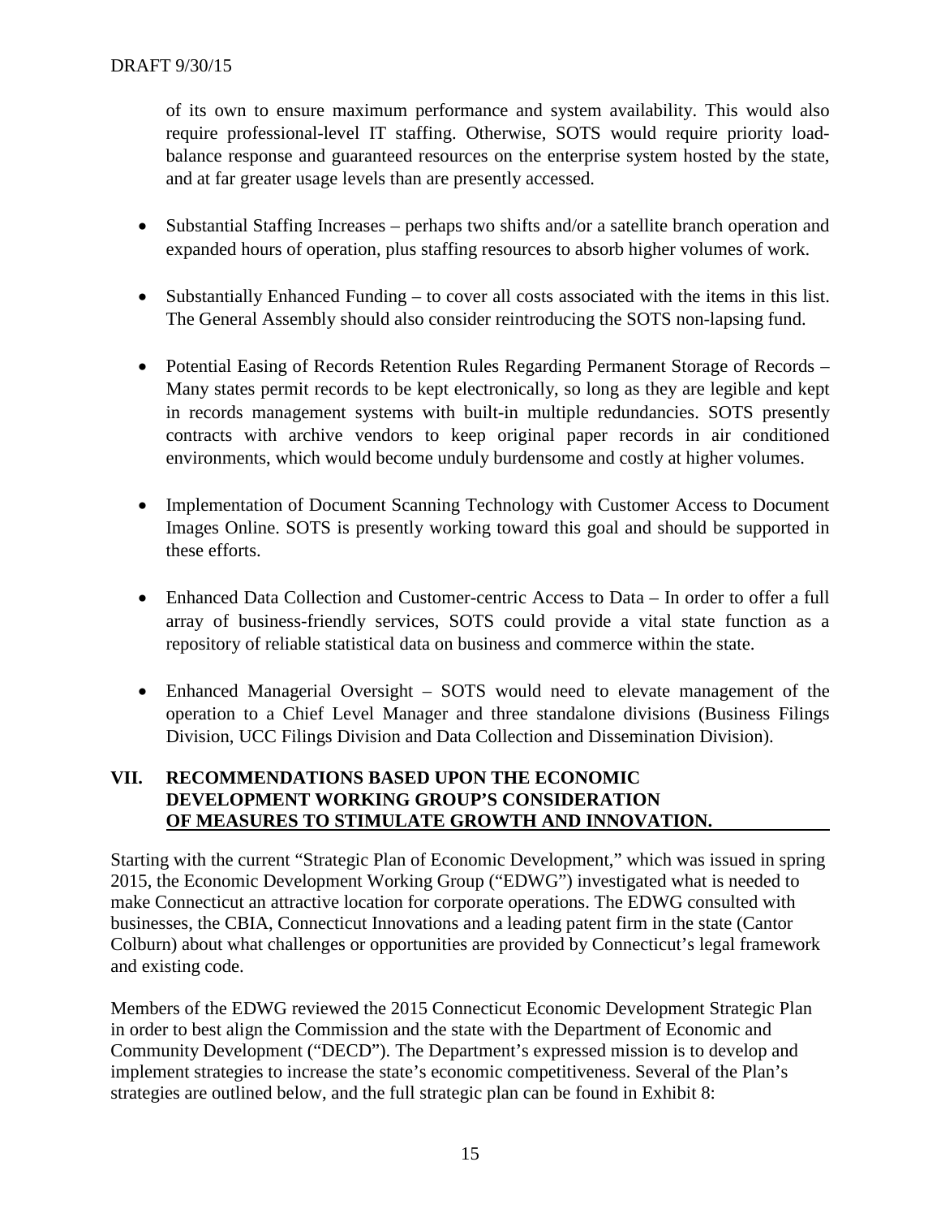of its own to ensure maximum performance and system availability. This would also require professional-level IT staffing. Otherwise, SOTS would require priority load-balance response and guaranteed resources on the enterprise system hosted by the state, and at far greater usage levels than are presently accessed.

- Substantial Staffing Increases – perhaps two shifts and/or a satellite branch operation and expanded hours of operation, plus staffing resources to absorb higher volumes of work.
- Substantially Enhanced Funding – to cover all costs associated with the items in this list. The General Assembly should also consider reintroducing the SOTS non-lapsing fund.
- Potential Easing of Records Retention Rules Regarding Permanent Storage of Records – Many states permit records to be kept electronically, so long as they are legible and kept in records management systems with built-in multiple redundancies. SOTS presently contracts with archive vendors to keep original paper records in air conditioned environments, which would become unduly burdensome and costly at higher volumes.
- Implementation of Document Scanning Technology with Customer Access to Document Images Online. SOTS is presently working toward this goal and should be supported in these efforts.
- Enhanced Data Collection and Customer-centric Access to Data – In order to offer a full array of business-friendly services, SOTS could provide a vital state function as a repository of reliable statistical data on business and commerce within the state.
- Enhanced Managerial Oversight – SOTS would need to elevate management of the operation to a Chief Level Manager and three standalone divisions (Business Filings Division, UCC Filings Division and Data Collection and Dissemination Division).

## VII. RECOMMENDATIONS BASED UPON THE ECONOMIC DEVELOPMENT WORKING GROUP'S CONSIDERATION OF MEASURES TO STIMULATE GROWTH AND INNOVATION.

Starting with the current "Strategic Plan of Economic Development," which was issued in spring 2015, the Economic Development Working Group ("EDWG") investigated what is needed to make Connecticut an attractive location for corporate operations. The EDWG consulted with businesses, the CBIA, Connecticut Innovations and a leading patent firm in the state (Cantor Colburn) about what challenges or opportunities are provided by Connecticut's legal framework and existing code.

Members of the EDWG reviewed the 2015 Connecticut Economic Development Strategic Plan in order to best align the Commission and the state with the Department of Economic and Community Development ("DECD"). The Department's expressed mission is to develop and implement strategies to increase the state's economic competitiveness. Several of the Plan's strategies are outlined below, and the full strategic plan can be found in Exhibit 8: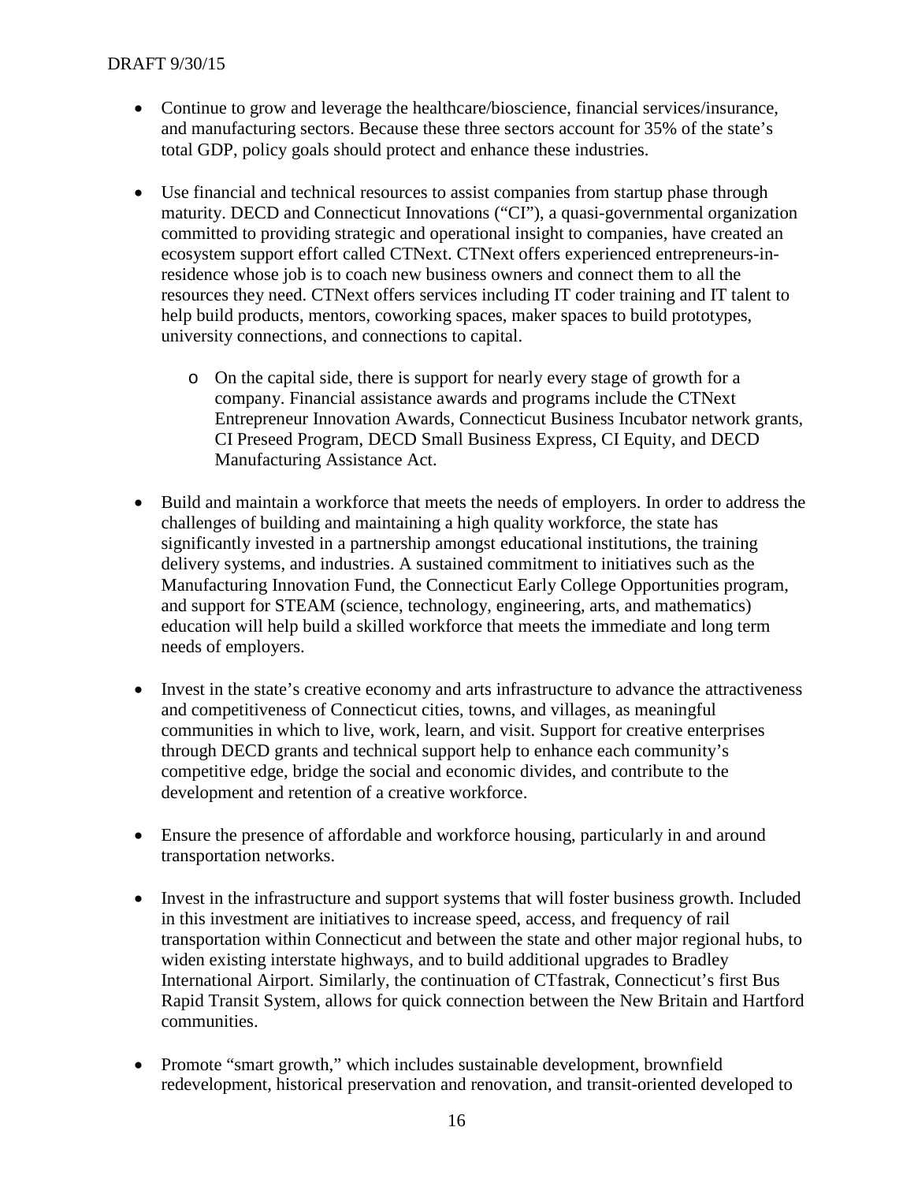- Continue to grow and leverage the healthcare/bioscience, financial services/insurance, and manufacturing sectors. Because these three sectors account for 35% of the state's total GDP, policy goals should protect and enhance these industries.

- Use financial and technical resources to assist companies from startup phase through maturity. DECD and Connecticut Innovations ("CI"), a quasi-governmental organization committed to providing strategic and operational insight to companies, have created an ecosystem support effort called CTNext. CTNext offers experienced entrepreneurs-in-residence whose job is to coach new business owners and connect them to all the resources they need. CTNext offers services including IT coder training and IT talent to help build products, mentors, coworking spaces, maker spaces to build prototypes, university connections, and connections to capital.

  - On the capital side, there is support for nearly every stage of growth for a company. Financial assistance awards and programs include the CTNext Entrepreneur Innovation Awards, Connecticut Business Incubator network grants, CI Preseed Program, DECD Small Business Express, CI Equity, and DECD Manufacturing Assistance Act.

- Build and maintain a workforce that meets the needs of employers. In order to address the challenges of building and maintaining a high quality workforce, the state has significantly invested in a partnership amongst educational institutions, the training delivery systems, and industries. A sustained commitment to initiatives such as the Manufacturing Innovation Fund, the Connecticut Early College Opportunities program, and support for STEAM (science, technology, engineering, arts, and mathematics) education will help build a skilled workforce that meets the immediate and long term needs of employers.

- Invest in the state's creative economy and arts infrastructure to advance the attractiveness and competitiveness of Connecticut cities, towns, and villages, as meaningful communities in which to live, work, learn, and visit. Support for creative enterprises through DECD grants and technical support help to enhance each community's competitive edge, bridge the social and economic divides, and contribute to the development and retention of a creative workforce.

- Ensure the presence of affordable and workforce housing, particularly in and around transportation networks.

- Invest in the infrastructure and support systems that will foster business growth. Included in this investment are initiatives to increase speed, access, and frequency of rail transportation within Connecticut and between the state and other major regional hubs, to widen existing interstate highways, and to build additional upgrades to Bradley International Airport. Similarly, the continuation of CTfastrak, Connecticut's first Bus Rapid Transit System, allows for quick connection between the New Britain and Hartford communities.

- Promote "smart growth," which includes sustainable development, brownfield redevelopment, historical preservation and renovation, and transit-oriented developed to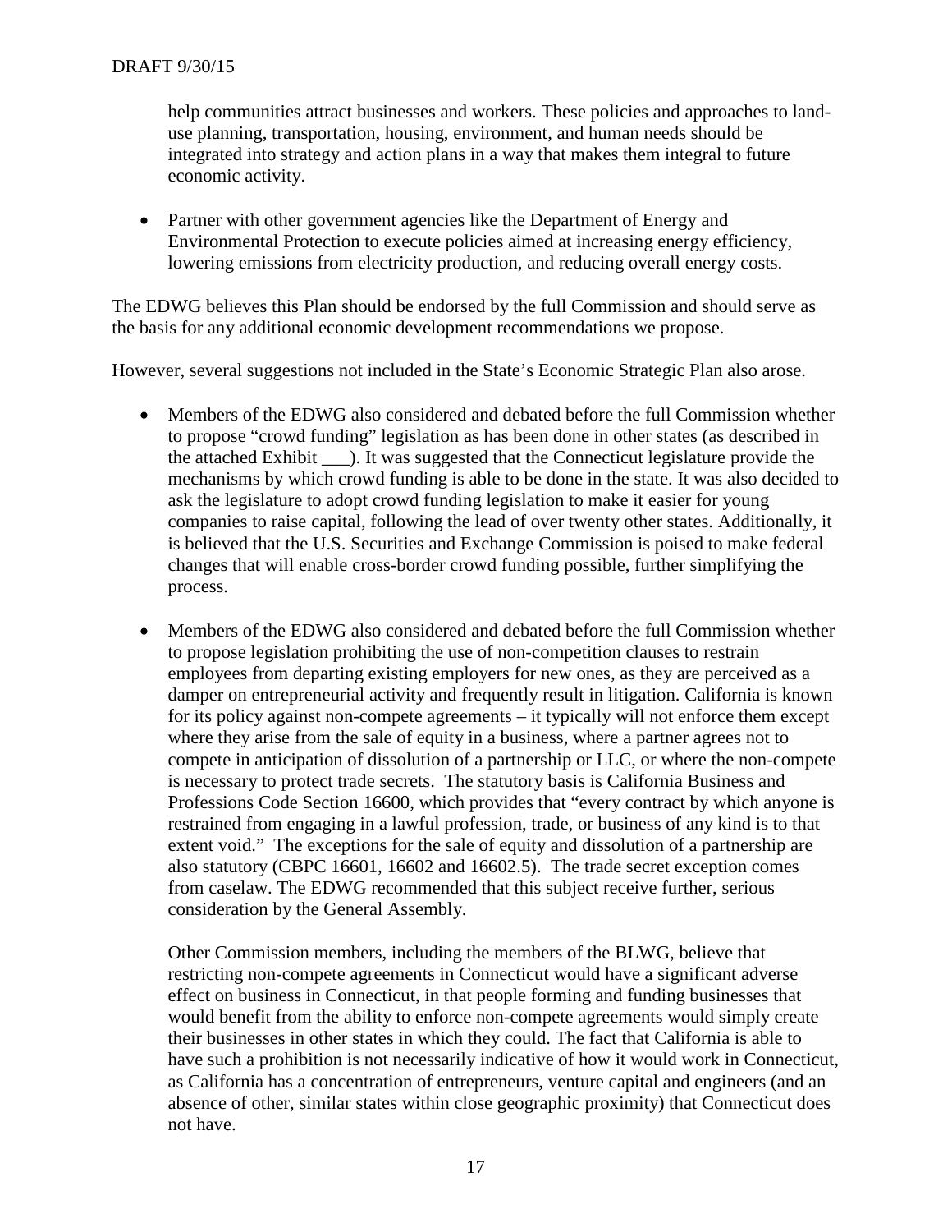help communities attract businesses and workers. These policies and approaches to land-use planning, transportation, housing, environment, and human needs should be integrated into strategy and action plans in a way that makes them integral to future economic activity.

- Partner with other government agencies like the Department of Energy and Environmental Protection to execute policies aimed at increasing energy efficiency, lowering emissions from electricity production, and reducing overall energy costs.

The EDWG believes this Plan should be endorsed by the full Commission and should serve as the basis for any additional economic development recommendations we propose.

However, several suggestions not included in the State's Economic Strategic Plan also arose.

- Members of the EDWG also considered and debated before the full Commission whether to propose "crowd funding" legislation as has been done in other states (as described in the attached Exhibit ___). It was suggested that the Connecticut legislature provide the mechanisms by which crowd funding is able to be done in the state. It was also decided to ask the legislature to adopt crowd funding legislation to make it easier for young companies to raise capital, following the lead of over twenty other states. Additionally, it is believed that the U.S. Securities and Exchange Commission is poised to make federal changes that will enable cross-border crowd funding possible, further simplifying the process.

- Members of the EDWG also considered and debated before the full Commission whether to propose legislation prohibiting the use of non-competition clauses to restrain employees from departing existing employers for new ones, as they are perceived as a damper on entrepreneurial activity and frequently result in litigation. California is known for its policy against non-compete agreements – it typically will not enforce them except where they arise from the sale of equity in a business, where a partner agrees not to compete in anticipation of dissolution of a partnership or LLC, or where the non-compete is necessary to protect trade secrets. The statutory basis is California Business and Professions Code Section 16600, which provides that "every contract by which anyone is restrained from engaging in a lawful profession, trade, or business of any kind is to that extent void." The exceptions for the sale of equity and dissolution of a partnership are also statutory (CBPC 16601, 16602 and 16602.5). The trade secret exception comes from caselaw. The EDWG recommended that this subject receive further, serious consideration by the General Assembly.

  Other Commission members, including the members of the BLWG, believe that restricting non-compete agreements in Connecticut would have a significant adverse effect on business in Connecticut, in that people forming and funding businesses that would benefit from the ability to enforce non-compete agreements would simply create their businesses in other states in which they could. The fact that California is able to have such a prohibition is not necessarily indicative of how it would work in Connecticut, as California has a concentration of entrepreneurs, venture capital and engineers (and an absence of other, similar states within close geographic proximity) that Connecticut does not have.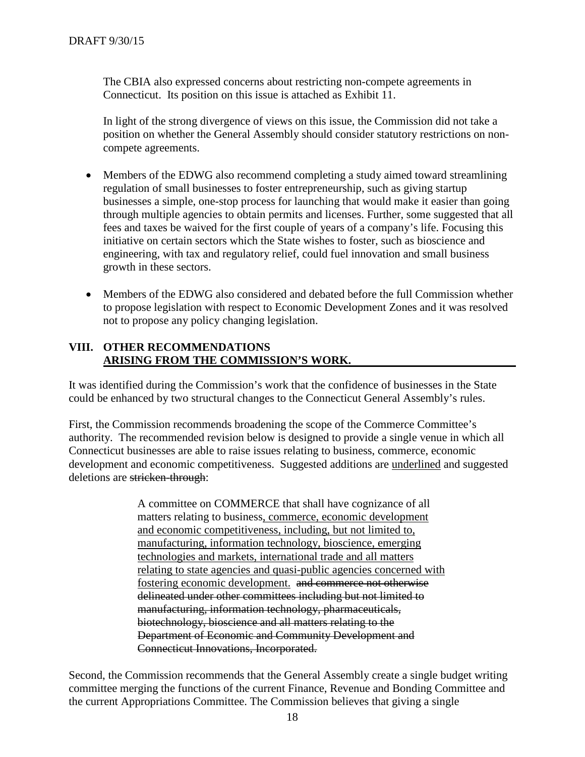The CBIA also expressed concerns about restricting non-compete agreements in Connecticut. Its position on this issue is attached as Exhibit 11.

In light of the strong divergence of views on this issue, the Commission did not take a position on whether the General Assembly should consider statutory restrictions on non-compete agreements.

- Members of the EDWG also recommend completing a study aimed toward streamlining regulation of small businesses to foster entrepreneurship, such as giving startup businesses a simple, one-stop process for launching that would make it easier than going through multiple agencies to obtain permits and licenses. Further, some suggested that all fees and taxes be waived for the first couple of years of a company's life. Focusing this initiative on certain sectors which the State wishes to foster, such as bioscience and engineering, with tax and regulatory relief, could fuel innovation and small business growth in these sectors.

- Members of the EDWG also considered and debated before the full Commission whether to propose legislation with respect to Economic Development Zones and it was resolved not to propose any policy changing legislation.

## VIII. OTHER RECOMMENDATIONS ARISING FROM THE COMMISSION'S WORK.

It was identified during the Commission's work that the confidence of businesses in the State could be enhanced by two structural changes to the Connecticut General Assembly's rules.

First, the Commission recommends broadening the scope of the Commerce Committee's authority. The recommended revision below is designed to provide a single venue in which all Connecticut businesses are able to raise issues relating to business, commerce, economic development and economic competitiveness. Suggested additions are <u>underlined</u> and suggested deletions are ~~stricken-through~~:

> A committee on COMMERCE that shall have cognizance of all matters relating to business<u>, commerce, economic development and economic competitiveness, including, but not limited to, manufacturing, information technology, bioscience, emerging technologies and markets, international trade and all matters relating to state agencies and quasi-public agencies concerned with fostering economic development.</u> ~~and commerce not otherwise delineated under other committees including but not limited to manufacturing, information technology, pharmaceuticals, biotechnology, bioscience and all matters relating to the Department of Economic and Community Development and Connecticut Innovations, Incorporated.~~

Second, the Commission recommends that the General Assembly create a single budget writing committee merging the functions of the current Finance, Revenue and Bonding Committee and the current Appropriations Committee. The Commission believes that giving a single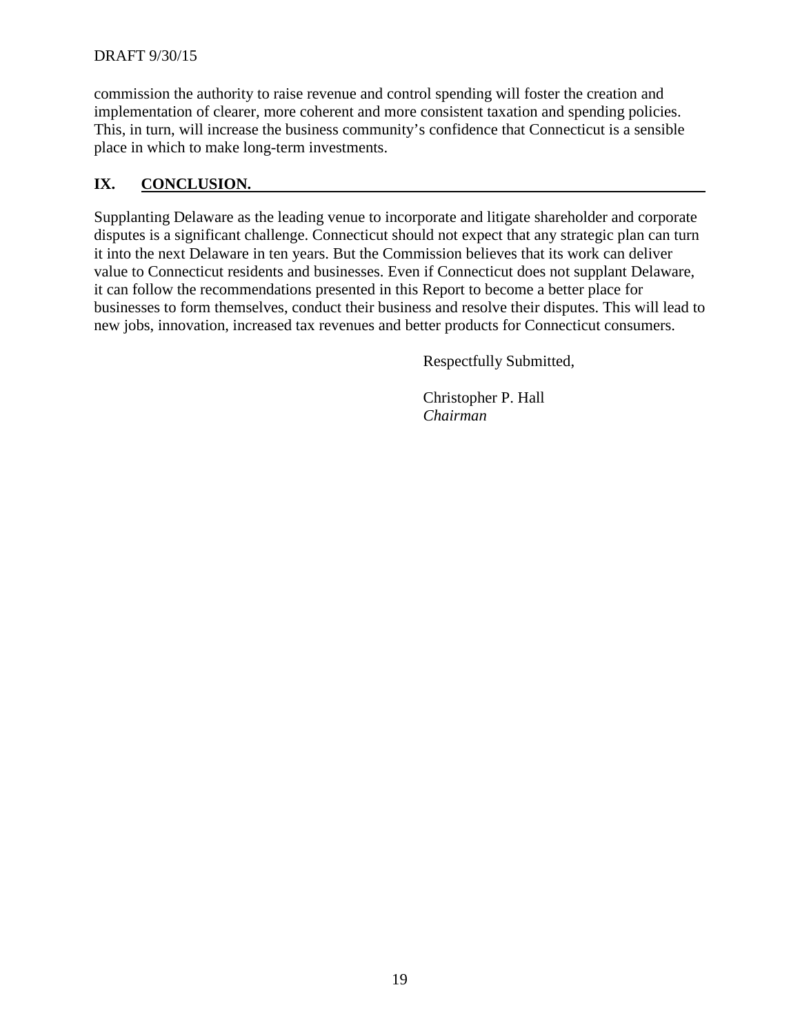commission the authority to raise revenue and control spending will foster the creation and implementation of clearer, more coherent and more consistent taxation and spending policies. This, in turn, will increase the business community's confidence that Connecticut is a sensible place in which to make long-term investments.

## IX. CONCLUSION.

Supplanting Delaware as the leading venue to incorporate and litigate shareholder and corporate disputes is a significant challenge. Connecticut should not expect that any strategic plan can turn it into the next Delaware in ten years. But the Commission believes that its work can deliver value to Connecticut residents and businesses. Even if Connecticut does not supplant Delaware, it can follow the recommendations presented in this Report to become a better place for businesses to form themselves, conduct their business and resolve their disputes. This will lead to new jobs, innovation, increased tax revenues and better products for Connecticut consumers.

Respectfully Submitted,

Christopher P. Hall
*Chairman*